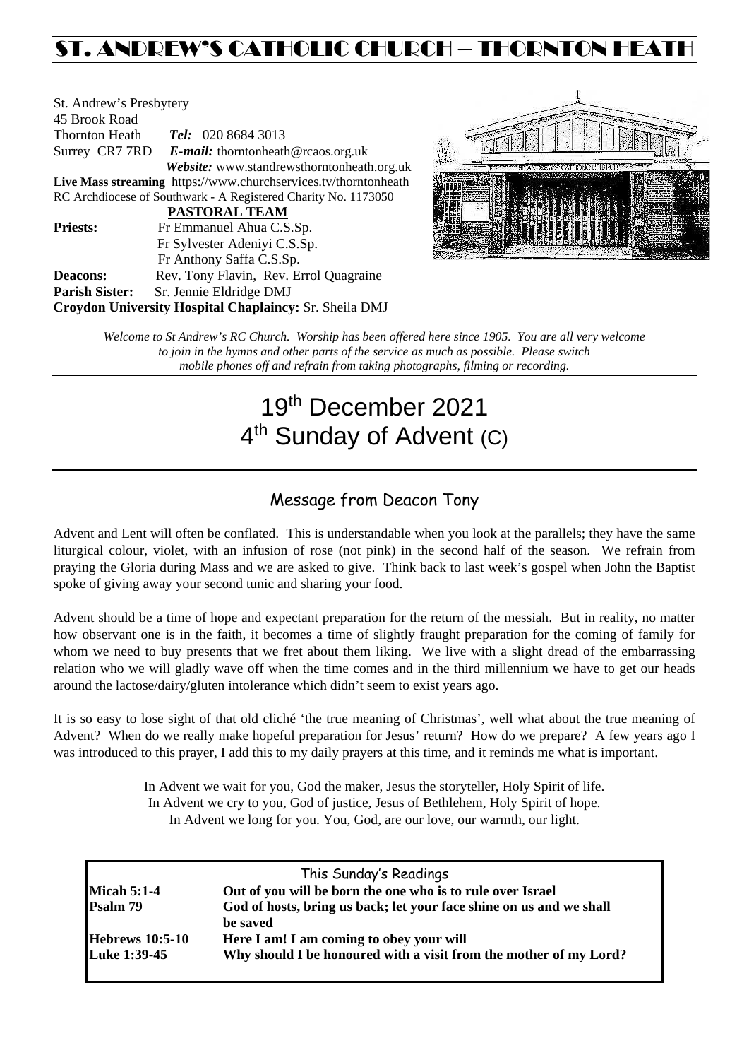# ST. ANDREW'S CATHOLIC CHURCH – THORNTON HEATH

St. Andrew's Presbytery
45 Brook Road
Thornton Heath *Tel:* 020 8684 3013
Surrey CR7 7RD *E-mail:* thorntonheath@rcaos.org.uk
*Website:* www.standrewsthorntonheath.org.uk
**Live Mass streaming** https://www.churchservices.tv/thorntonheath
RC Archdiocese of Southwark - A Registered Charity No. 1173050

**PASTORAL TEAM**

**Priests:** Fr Emmanuel Ahua C.S.Sp.
Fr Sylvester Adeniyi C.S.Sp.
Fr Anthony Saffa C.S.Sp.
**Deacons:** Rev. Tony Flavin, Rev. Errol Quagraine
**Parish Sister:** Sr. Jennie Eldridge DMJ
**Croydon University Hospital Chaplaincy:** Sr. Sheila DMJ

*Welcome to St Andrew's RC Church. Worship has been offered here since 1905. You are all very welcome to join in the hymns and other parts of the service as much as possible. Please switch mobile phones off and refrain from taking photographs, filming or recording.*

# 19th December 2021
# 4th Sunday of Advent (C)

## Message from Deacon Tony

Advent and Lent will often be conflated. This is understandable when you look at the parallels; they have the same liturgical colour, violet, with an infusion of rose (not pink) in the second half of the season. We refrain from praying the Gloria during Mass and we are asked to give. Think back to last week's gospel when John the Baptist spoke of giving away your second tunic and sharing your food.

Advent should be a time of hope and expectant preparation for the return of the messiah. But in reality, no matter how observant one is in the faith, it becomes a time of slightly fraught preparation for the coming of family for whom we need to buy presents that we fret about them liking. We live with a slight dread of the embarrassing relation who we will gladly wave off when the time comes and in the third millennium we have to get our heads around the lactose/dairy/gluten intolerance which didn't seem to exist years ago.

It is so easy to lose sight of that old cliché 'the true meaning of Christmas', well what about the true meaning of Advent? When do we really make hopeful preparation for Jesus' return? How do we prepare? A few years ago I was introduced to this prayer, I add this to my daily prayers at this time, and it reminds me what is important.

In Advent we wait for you, God the maker, Jesus the storyteller, Holy Spirit of life.
In Advent we cry to you, God of justice, Jesus of Bethlehem, Holy Spirit of hope.
In Advent we long for you. You, God, are our love, our warmth, our light.

### This Sunday's Readings

| | |
|---|---|
| **Micah 5:1-4** | **Out of you will be born the one who is to rule over Israel** |
| **Psalm 79** | **God of hosts, bring us back; let your face shine on us and we shall be saved** |
| **Hebrews 10:5-10** | **Here I am! I am coming to obey your will** |
| **Luke 1:39-45** | **Why should I be honoured with a visit from the mother of my Lord?** |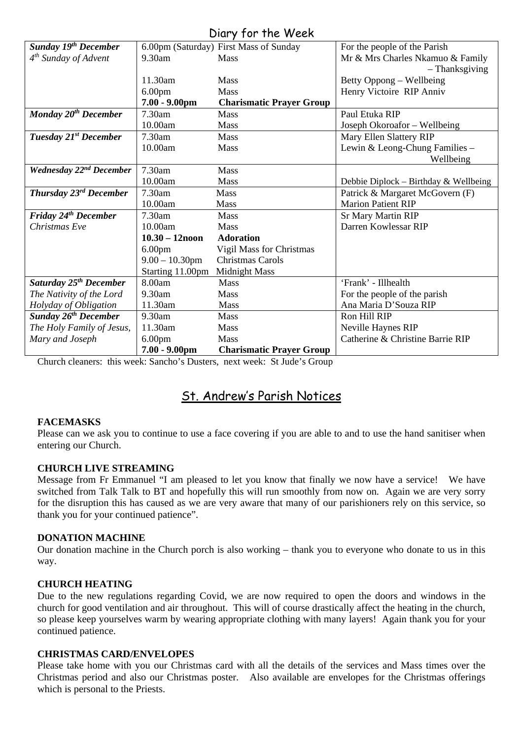## Diary for the Week

| | | | |
|---|---|---|---|
| ***Sunday 19th December*** | 6.00pm (Saturday) | First Mass of Sunday | For the people of the Parish |
| *4th Sunday of Advent* | 9.30am | Mass | Mr & Mrs Charles Nkamuo & Family – Thanksgiving |
| | 11.30am | Mass | Betty Oppong – Wellbeing |
| | 6.00pm | Mass | Henry Victoire RIP Anniv |
| | **7.00 - 9.00pm** | **Charismatic Prayer Group** | |
| ***Monday 20th December*** | 7.30am | Mass | Paul Etuka RIP |
| | 10.00am | Mass | Joseph Okoroafor – Wellbeing |
| ***Tuesday 21st December*** | 7.30am | Mass | Mary Ellen Slattery RIP |
| | 10.00am | Mass | Lewin & Leong-Chung Families – Wellbeing |
| ***Wednesday 22nd December*** | 7.30am | Mass | |
| | 10.00am | Mass | Debbie Diplock – Birthday & Wellbeing |
| ***Thursday 23rd December*** | 7.30am | Mass | Patrick & Margaret McGovern (F) |
| | 10.00am | Mass | Marion Patient RIP |
| ***Friday 24th December*** | 7.30am | Mass | Sr Mary Martin RIP |
| *Christmas Eve* | 10.00am | Mass | Darren Kowlessar RIP |
| | **10.30 – 12noon** | **Adoration** | |
| | 6.00pm | Vigil Mass for Christmas | |
| | 9.00 – 10.30pm | Christmas Carols | |
| | Starting 11.00pm | Midnight Mass | |
| ***Saturday 25th December*** | 8.00am | Mass | 'Frank' - Illhealth |
| *The Nativity of the Lord* | 9.30am | Mass | For the people of the parish |
| *Holyday of Obligation* | 11.30am | Mass | Ana Maria D'Souza RIP |
| ***Sunday 26th December*** | 9.30am | Mass | Ron Hill RIP |
| *The Holy Family of Jesus,* | 11.30am | Mass | Neville Haynes RIP |
| *Mary and Joseph* | 6.00pm | Mass | Catherine & Christine Barrie RIP |
| | **7.00 - 9.00pm** | **Charismatic Prayer Group** | |

Church cleaners: this week: Sancho's Dusters, next week: St Jude's Group

## St. Andrew's Parish Notices

**FACEMASKS**

Please can we ask you to continue to use a face covering if you are able to and to use the hand sanitiser when entering our Church.

**CHURCH LIVE STREAMING**

Message from Fr Emmanuel "I am pleased to let you know that finally we now have a service! We have switched from Talk Talk to BT and hopefully this will run smoothly from now on. Again we are very sorry for the disruption this has caused as we are very aware that many of our parishioners rely on this service, so thank you for your continued patience".

**DONATION MACHINE**

Our donation machine in the Church porch is also working – thank you to everyone who donate to us in this way.

**CHURCH HEATING**

Due to the new regulations regarding Covid, we are now required to open the doors and windows in the church for good ventilation and air throughout. This will of course drastically affect the heating in the church, so please keep yourselves warm by wearing appropriate clothing with many layers! Again thank you for your continued patience.

**CHRISTMAS CARD/ENVELOPES**

Please take home with you our Christmas card with all the details of the services and Mass times over the Christmas period and also our Christmas poster. Also available are envelopes for the Christmas offerings which is personal to the Priests.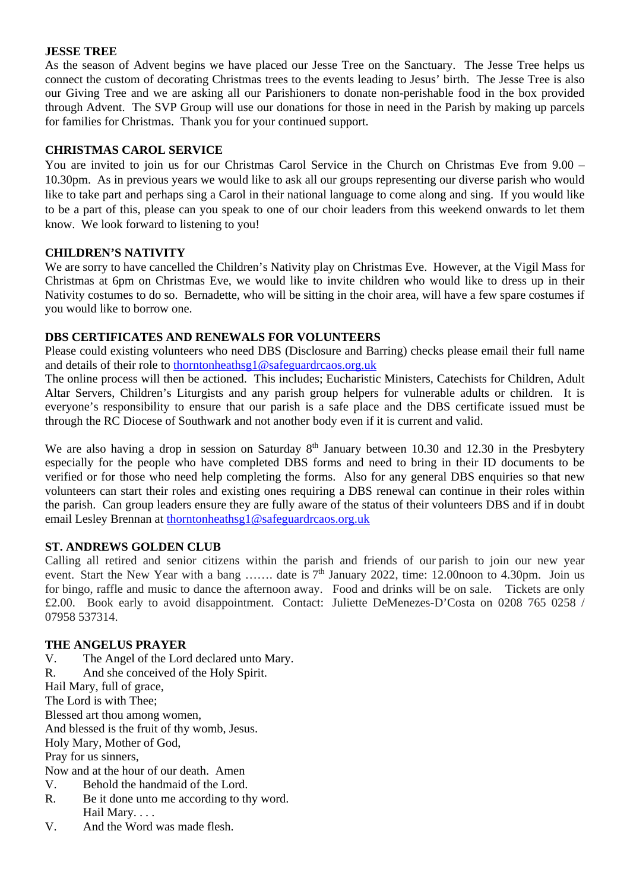**JESSE TREE**

As the season of Advent begins we have placed our Jesse Tree on the Sanctuary. The Jesse Tree helps us connect the custom of decorating Christmas trees to the events leading to Jesus' birth. The Jesse Tree is also our Giving Tree and we are asking all our Parishioners to donate non-perishable food in the box provided through Advent. The SVP Group will use our donations for those in need in the Parish by making up parcels for families for Christmas. Thank you for your continued support.

**CHRISTMAS CAROL SERVICE**

You are invited to join us for our Christmas Carol Service in the Church on Christmas Eve from 9.00 – 10.30pm. As in previous years we would like to ask all our groups representing our diverse parish who would like to take part and perhaps sing a Carol in their national language to come along and sing. If you would like to be a part of this, please can you speak to one of our choir leaders from this weekend onwards to let them know. We look forward to listening to you!

**CHILDREN'S NATIVITY**

We are sorry to have cancelled the Children's Nativity play on Christmas Eve. However, at the Vigil Mass for Christmas at 6pm on Christmas Eve, we would like to invite children who would like to dress up in their Nativity costumes to do so. Bernadette, who will be sitting in the choir area, will have a few spare costumes if you would like to borrow one.

**DBS CERTIFICATES AND RENEWALS FOR VOLUNTEERS**

Please could existing volunteers who need DBS (Disclosure and Barring) checks please email their full name and details of their role to thorntonheathsg1@safeguardrcaos.org.uk

The online process will then be actioned. This includes; Eucharistic Ministers, Catechists for Children, Adult Altar Servers, Children's Liturgists and any parish group helpers for vulnerable adults or children. It is everyone's responsibility to ensure that our parish is a safe place and the DBS certificate issued must be through the RC Diocese of Southwark and not another body even if it is current and valid.

We are also having a drop in session on Saturday 8th January between 10.30 and 12.30 in the Presbytery especially for the people who have completed DBS forms and need to bring in their ID documents to be verified or for those who need help completing the forms. Also for any general DBS enquiries so that new volunteers can start their roles and existing ones requiring a DBS renewal can continue in their roles within the parish. Can group leaders ensure they are fully aware of the status of their volunteers DBS and if in doubt email Lesley Brennan at thorntonheathsg1@safeguardrcaos.org.uk

**ST. ANDREWS GOLDEN CLUB**

Calling all retired and senior citizens within the parish and friends of our parish to join our new year event. Start the New Year with a bang ……. date is 7th January 2022, time: 12.00noon to 4.30pm. Join us for bingo, raffle and music to dance the afternoon away. Food and drinks will be on sale. Tickets are only £2.00. Book early to avoid disappointment. Contact: Juliette DeMenezes-D'Costa on 0208 765 0258 / 07958 537314.

**THE ANGELUS PRAYER**

V. The Angel of the Lord declared unto Mary.
R. And she conceived of the Holy Spirit.
Hail Mary, full of grace,
The Lord is with Thee;
Blessed art thou among women,
And blessed is the fruit of thy womb, Jesus.
Holy Mary, Mother of God,
Pray for us sinners,
Now and at the hour of our death. Amen
V. Behold the handmaid of the Lord.
R. Be it done unto me according to thy word.
Hail Mary. . . .
V. And the Word was made flesh.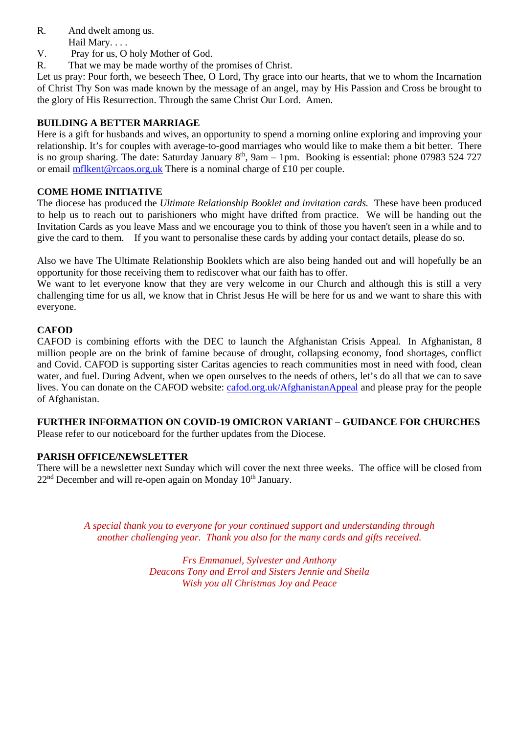R. And dwelt among us.
Hail Mary. . . .

V. Pray for us, O holy Mother of God.

R. That we may be made worthy of the promises of Christ.

Let us pray: Pour forth, we beseech Thee, O Lord, Thy grace into our hearts, that we to whom the Incarnation of Christ Thy Son was made known by the message of an angel, may by His Passion and Cross be brought to the glory of His Resurrection. Through the same Christ Our Lord. Amen.

**BUILDING A BETTER MARRIAGE**

Here is a gift for husbands and wives, an opportunity to spend a morning online exploring and improving your relationship. It's for couples with average-to-good marriages who would like to make them a bit better. There is no group sharing. The date: Saturday January 8th, 9am – 1pm. Booking is essential: phone 07983 524 727 or email mflkent@rcaos.org.uk There is a nominal charge of £10 per couple.

**COME HOME INITIATIVE**

The diocese has produced the *Ultimate Relationship Booklet and invitation cards.* These have been produced to help us to reach out to parishioners who might have drifted from practice. We will be handing out the Invitation Cards as you leave Mass and we encourage you to think of those you haven't seen in a while and to give the card to them. If you want to personalise these cards by adding your contact details, please do so.

Also we have The Ultimate Relationship Booklets which are also being handed out and will hopefully be an opportunity for those receiving them to rediscover what our faith has to offer.

We want to let everyone know that they are very welcome in our Church and although this is still a very challenging time for us all, we know that in Christ Jesus He will be here for us and we want to share this with everyone.

**CAFOD**

CAFOD is combining efforts with the DEC to launch the Afghanistan Crisis Appeal. In Afghanistan, 8 million people are on the brink of famine because of drought, collapsing economy, food shortages, conflict and Covid. CAFOD is supporting sister Caritas agencies to reach communities most in need with food, clean water, and fuel. During Advent, when we open ourselves to the needs of others, let's do all that we can to save lives. You can donate on the CAFOD website: cafod.org.uk/AfghanistanAppeal and please pray for the people of Afghanistan.

**FURTHER INFORMATION ON COVID-19 OMICRON VARIANT – GUIDANCE FOR CHURCHES**

Please refer to our noticeboard for the further updates from the Diocese.

**PARISH OFFICE/NEWSLETTER**

There will be a newsletter next Sunday which will cover the next three weeks. The office will be closed from 22nd December and will re-open again on Monday 10th January.

*A special thank you to everyone for your continued support and understanding through another challenging year. Thank you also for the many cards and gifts received.*

*Frs Emmanuel, Sylvester and Anthony*
*Deacons Tony and Errol and Sisters Jennie and Sheila*
*Wish you all Christmas Joy and Peace*